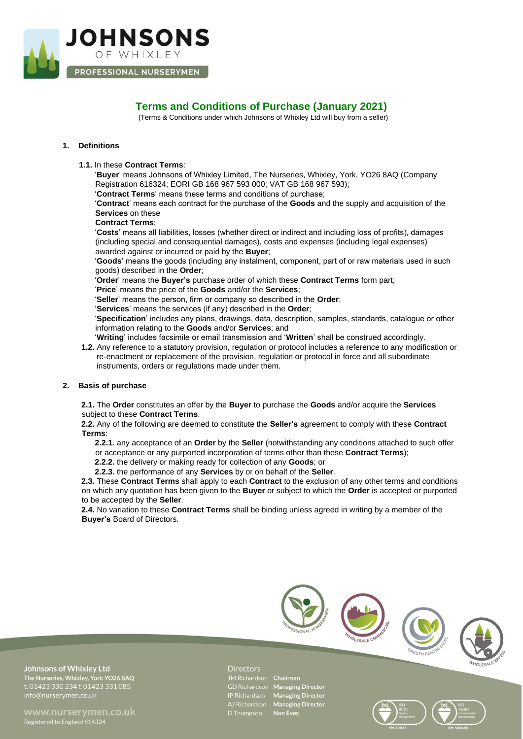# Terms and Conditions of Purchase (January 2021)

(Terms & Conditions under which Johnsons of Whixley Ltd will buy from a seller)

## 1. Definitions

**1.1.** In these **Contract Terms**:

'**Buyer**' means Johnsons of Whixley Limited, The Nurseries, Whixley, York, YO26 8AQ (Company Registration 616324; EORI GB 168 967 593 000; VAT GB 168 967 593);

'**Contract Terms**' means these terms and conditions of purchase;

'**Contract**' means each contract for the purchase of the **Goods** and the supply and acquisition of the **Services** on these **Contract Terms**;

'**Costs**' means all liabilities, losses (whether direct or indirect and including loss of profits), damages (including special and consequential damages), costs and expenses (including legal expenses) awarded against or incurred or paid by the **Buyer**;

'**Goods**' means the goods (including any instalment, component, part of or raw materials used in such goods) described in the **Order**;

'**Order**' means the **Buyer's** purchase order of which these **Contract Terms** form part;

'**Price**' means the price of the **Goods** and/or the **Services**;

'**Seller**' means the person, firm or company so described in the **Order**;

'**Services**' means the services (if any) described in the **Order**;

'**Specification**' includes any plans, drawings, data, description, samples, standards, catalogue or other information relating to the **Goods** and/or **Services**; and

'**Writing**' includes facsimile or email transmission and '**Written**' shall be construed accordingly.

**1.2.** Any reference to a statutory provision, regulation or protocol includes a reference to any modification or re-enactment or replacement of the provision, regulation or protocol in force and all subordinate instruments, orders or regulations made under them.

## 2. Basis of purchase

**2.1.** The **Order** constitutes an offer by the **Buyer** to purchase the **Goods** and/or acquire the **Services** subject to these **Contract Terms**.

**2.2.** Any of the following are deemed to constitute the **Seller's** agreement to comply with these **Contract Terms**:

**2.2.1.** any acceptance of an **Order** by the **Seller** (notwithstanding any conditions attached to such offer or acceptance or any purported incorporation of terms other than these **Contract Terms**);

**2.2.2.** the delivery or making ready for collection of any **Goods**; or

**2.2.3.** the performance of any **Services** by or on behalf of the **Seller**.

**2.3.** These **Contract Terms** shall apply to each **Contract** to the exclusion of any other terms and conditions on which any quotation has been given to the **Buyer** or subject to which the **Order** is accepted or purported to be accepted by the **Seller**.

**2.4.** No variation to these **Contract Terms** shall be binding unless agreed in writing by a member of the **Buyer's** Board of Directors.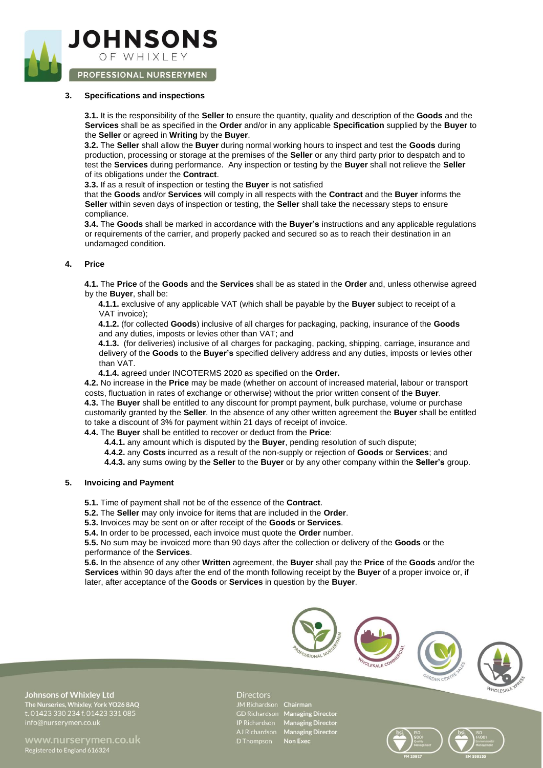## 3. Specifications and inspections

**3.1.** It is the responsibility of the **Seller** to ensure the quantity, quality and description of the **Goods** and the **Services** shall be as specified in the **Order** and/or in any applicable **Specification** supplied by the **Buyer** to the **Seller** or agreed in **Writing** by the **Buyer**.

**3.2.** The **Seller** shall allow the **Buyer** during normal working hours to inspect and test the **Goods** during production, processing or storage at the premises of the **Seller** or any third party prior to despatch and to test the **Services** during performance. Any inspection or testing by the **Buyer** shall not relieve the **Seller** of its obligations under the **Contract**.

**3.3.** If as a result of inspection or testing the **Buyer** is not satisfied that the **Goods** and/or **Services** will comply in all respects with the **Contract** and the **Buyer** informs the **Seller** within seven days of inspection or testing, the **Seller** shall take the necessary steps to ensure compliance.

**3.4.** The **Goods** shall be marked in accordance with the **Buyer's** instructions and any applicable regulations or requirements of the carrier, and properly packed and secured so as to reach their destination in an undamaged condition.

## 4. Price

**4.1.** The **Price** of the **Goods** and the **Services** shall be as stated in the **Order** and, unless otherwise agreed by the **Buyer**, shall be:

**4.1.1.** exclusive of any applicable VAT (which shall be payable by the **Buyer** subject to receipt of a VAT invoice);

**4.1.2.** (for collected **Goods**) inclusive of all charges for packaging, packing, insurance of the **Goods** and any duties, imposts or levies other than VAT; and

**4.1.3.** (for deliveries) inclusive of all charges for packaging, packing, shipping, carriage, insurance and delivery of the **Goods** to the **Buyer's** specified delivery address and any duties, imposts or levies other than VAT.

**4.1.4.** agreed under INCOTERMS 2020 as specified on the **Order.**

**4.2.** No increase in the **Price** may be made (whether on account of increased material, labour or transport costs, fluctuation in rates of exchange or otherwise) without the prior written consent of the **Buyer**.

**4.3.** The **Buyer** shall be entitled to any discount for prompt payment, bulk purchase, volume or purchase customarily granted by the **Seller**. In the absence of any other written agreement the **Buyer** shall be entitled to take a discount of 3% for payment within 21 days of receipt of invoice.

**4.4.** The **Buyer** shall be entitled to recover or deduct from the **Price**:

**4.4.1.** any amount which is disputed by the **Buyer**, pending resolution of such dispute;

**4.4.2.** any **Costs** incurred as a result of the non-supply or rejection of **Goods** or **Services**; and

**4.4.3.** any sums owing by the **Seller** to the **Buyer** or by any other company within the **Seller's** group.

## 5. Invoicing and Payment

**5.1.** Time of payment shall not be of the essence of the **Contract**.

**5.2.** The **Seller** may only invoice for items that are included in the **Order**.

**5.3.** Invoices may be sent on or after receipt of the **Goods** or **Services**.

**5.4.** In order to be processed, each invoice must quote the **Order** number.

**5.5.** No sum may be invoiced more than 90 days after the collection or delivery of the **Goods** or the performance of the **Services**.

**5.6.** In the absence of any other **Written** agreement, the **Buyer** shall pay the **Price** of the **Goods** and/or the **Services** within 90 days after the end of the month following receipt by the **Buyer** of a proper invoice or, if later, after acceptance of the **Goods** or **Services** in question by the **Buyer**.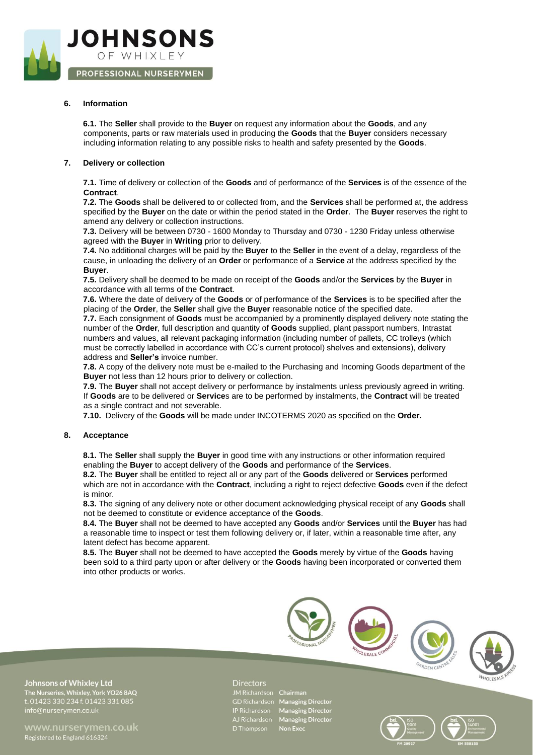## 6. Information

**6.1.** The **Seller** shall provide to the **Buyer** on request any information about the **Goods**, and any components, parts or raw materials used in producing the **Goods** that the **Buyer** considers necessary including information relating to any possible risks to health and safety presented by the **Goods**.

## 7. Delivery or collection

**7.1.** Time of delivery or collection of the **Goods** and of performance of the **Services** is of the essence of the **Contract**.
**7.2.** The **Goods** shall be delivered to or collected from, and the **Services** shall be performed at, the address specified by the **Buyer** on the date or within the period stated in the **Order**. The **Buyer** reserves the right to amend any delivery or collection instructions.
**7.3.** Delivery will be between 0730 - 1600 Monday to Thursday and 0730 - 1230 Friday unless otherwise agreed with the **Buyer** in **Writing** prior to delivery.
**7.4.** No additional charges will be paid by the **Buyer** to the **Seller** in the event of a delay, regardless of the cause, in unloading the delivery of an **Order** or performance of a **Service** at the address specified by the **Buyer**.
**7.5.** Delivery shall be deemed to be made on receipt of the **Goods** and/or the **Services** by the **Buyer** in accordance with all terms of the **Contract**.
**7.6.** Where the date of delivery of the **Goods** or of performance of the **Services** is to be specified after the placing of the **Order**, the **Seller** shall give the **Buyer** reasonable notice of the specified date.
**7.7.** Each consignment of **Goods** must be accompanied by a prominently displayed delivery note stating the number of the **Order**, full description and quantity of **Goods** supplied, plant passport numbers, Intrastat numbers and values, all relevant packaging information (including number of pallets, CC trolleys (which must be correctly labelled in accordance with CC's current protocol) shelves and extensions), delivery address and **Seller's** invoice number.
**7.8.** A copy of the delivery note must be e-mailed to the Purchasing and Incoming Goods department of the **Buyer** not less than 12 hours prior to delivery or collection.
**7.9.** The **Buyer** shall not accept delivery or performance by instalments unless previously agreed in writing. If **Goods** are to be delivered or **Service**s are to be performed by instalments, the **Contract** will be treated as a single contract and not severable.
**7.10.** Delivery of the **Goods** will be made under INCOTERMS 2020 as specified on the **Order.**

## 8. Acceptance

**8.1.** The **Seller** shall supply the **Buyer** in good time with any instructions or other information required enabling the **Buyer** to accept delivery of the **Goods** and performance of the **Services**.
**8.2.** The **Buyer** shall be entitled to reject all or any part of the **Goods** delivered or **Services** performed which are not in accordance with the **Contract**, including a right to reject defective **Goods** even if the defect is minor.
**8.3.** The signing of any delivery note or other document acknowledging physical receipt of any **Goods** shall not be deemed to constitute or evidence acceptance of the **Goods**.
**8.4.** The **Buyer** shall not be deemed to have accepted any **Goods** and/or **Services** until the **Buyer** has had a reasonable time to inspect or test them following delivery or, if later, within a reasonable time after, any latent defect has become apparent.
**8.5.** The **Buyer** shall not be deemed to have accepted the **Goods** merely by virtue of the **Goods** having been sold to a third party upon or after delivery or the **Goods** having been incorporated or converted them into other products or works.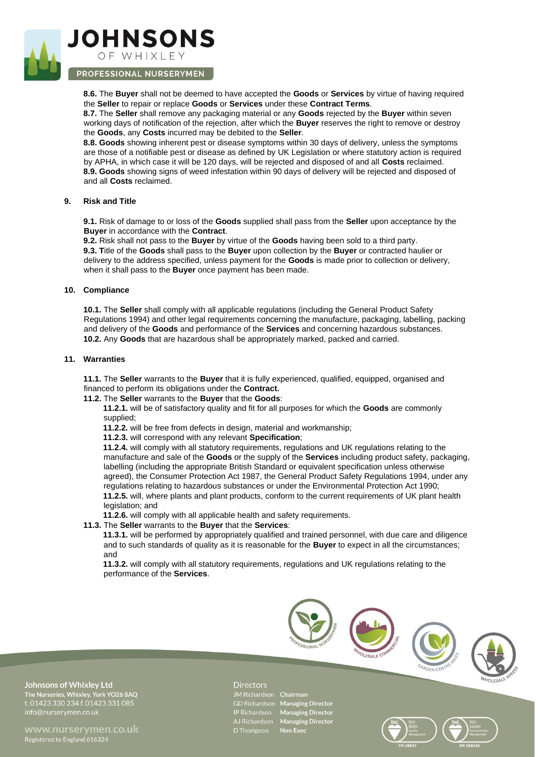**8.6.** The **Buyer** shall not be deemed to have accepted the **Goods** or **Services** by virtue of having required the **Seller** to repair or replace **Goods** or **Services** under these **Contract Terms**.
**8.7.** The **Seller** shall remove any packaging material or any **Goods** rejected by the **Buyer** within seven working days of notification of the rejection, after which the **Buyer** reserves the right to remove or destroy the **Goods**, any **Costs** incurred may be debited to the **Seller**.
**8.8. Goods** showing inherent pest or disease symptoms within 30 days of delivery, unless the symptoms are those of a notifiable pest or disease as defined by UK Legislation or where statutory action is required by APHA, in which case it will be 120 days, will be rejected and disposed of and all **Costs** reclaimed.
**8.9. Goods** showing signs of weed infestation within 90 days of delivery will be rejected and disposed of and all **Costs** reclaimed.

## 9. Risk and Title

**9.1.** Risk of damage to or loss of the **Goods** supplied shall pass from the **Seller** upon acceptance by the **Buyer** in accordance with the **Contract**.
**9.2.** Risk shall not pass to the **Buyer** by virtue of the **Goods** having been sold to a third party.
**9.3. T**itle of the **Goods** shall pass to the **Buyer** upon collection by the **Buyer** or contracted haulier or delivery to the address specified, unless payment for the **Goods** is made prior to collection or delivery, when it shall pass to the **Buyer** once payment has been made.

## 10. Compliance

**10.1.** The **Seller** shall comply with all applicable regulations (including the General Product Safety Regulations 1994) and other legal requirements concerning the manufacture, packaging, labelling, packing and delivery of the **Goods** and performance of the **Services** and concerning hazardous substances.
**10.2.** Any **Goods** that are hazardous shall be appropriately marked, packed and carried.

## 11. Warranties

**11.1.** The **Seller** warrants to the **Buyer** that it is fully experienced, qualified, equipped, organised and financed to perform its obligations under the **Contract.**

**11.2.** The **Seller** warrants to the **Buyer** that the **Goods**:

**11.2.1.** will be of satisfactory quality and fit for all purposes for which the **Goods** are commonly supplied;
**11.2.2.** will be free from defects in design, material and workmanship;
**11.2.3.** will correspond with any relevant **Specification**;
**11.2.4.** will comply with all statutory requirements, regulations and UK regulations relating to the manufacture and sale of the **Goods** or the supply of the **Services** including product safety, packaging, labelling (including the appropriate British Standard or equivalent specification unless otherwise agreed), the Consumer Protection Act 1987, the General Product Safety Regulations 1994, under any regulations relating to hazardous substances or under the Environmental Protection Act 1990;
**11.2.5.** will, where plants and plant products, conform to the current requirements of UK plant health legislation; and
**11.2.6.** will comply with all applicable health and safety requirements.

**11.3.** The **Seller** warrants to the **Buyer** that the **Services**:

**11.3.1.** will be performed by appropriately qualified and trained personnel, with due care and diligence and to such standards of quality as it is reasonable for the **Buyer** to expect in all the circumstances; and
**11.3.2.** will comply with all statutory requirements, regulations and UK regulations relating to the performance of the **Services**.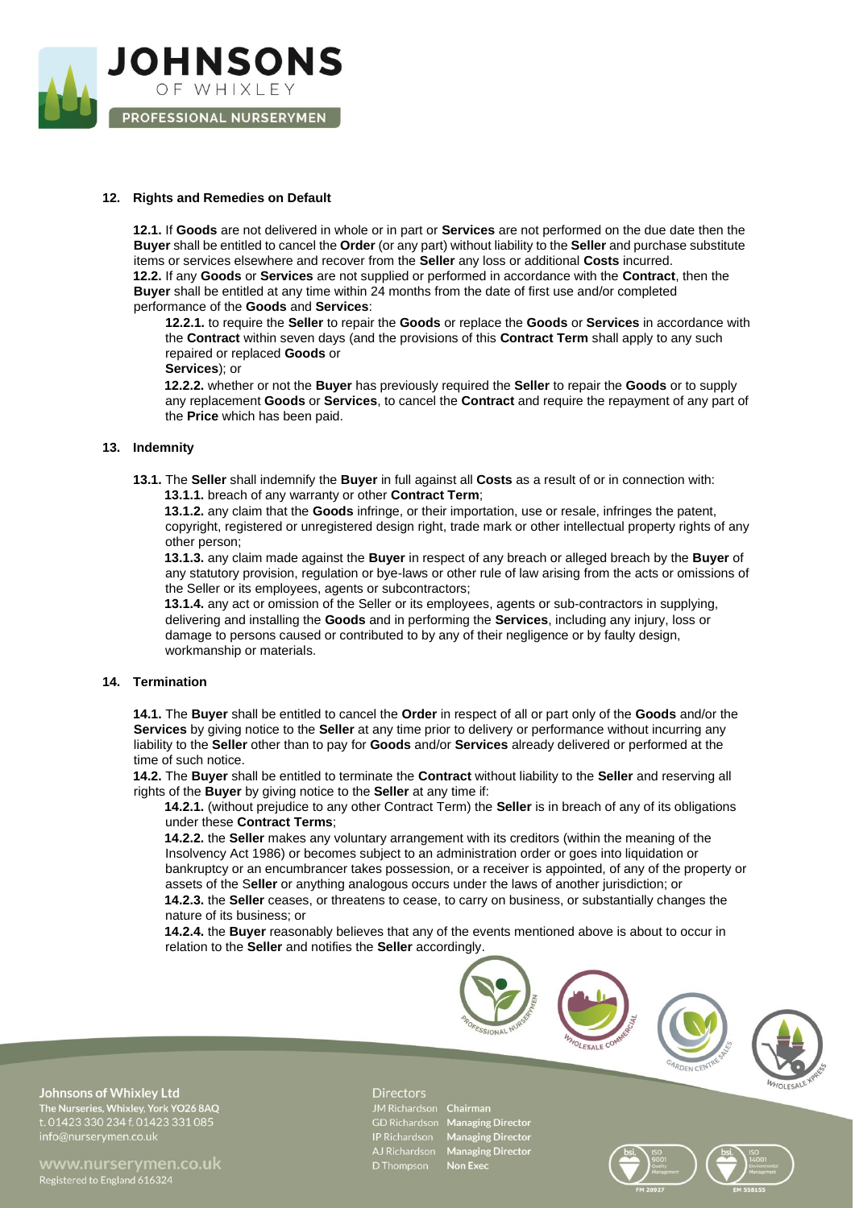## 12. Rights and Remedies on Default

**12.1.** If **Goods** are not delivered in whole or in part or **Services** are not performed on the due date then the **Buyer** shall be entitled to cancel the **Order** (or any part) without liability to the **Seller** and purchase substitute items or services elsewhere and recover from the **Seller** any loss or additional **Costs** incurred.

**12.2.** If any **Goods** or **Services** are not supplied or performed in accordance with the **Contract**, then the **Buyer** shall be entitled at any time within 24 months from the date of first use and/or completed performance of the **Goods** and **Services**:

- **12.2.1.** to require the **Seller** to repair the **Goods** or replace the **Goods** or **Services** in accordance with the **Contract** within seven days (and the provisions of this **Contract Term** shall apply to any such repaired or replaced **Goods** or **Services**); or
- **12.2.2.** whether or not the **Buyer** has previously required the **Seller** to repair the **Goods** or to supply any replacement **Goods** or **Services**, to cancel the **Contract** and require the repayment of any part of the **Price** which has been paid.

## 13. Indemnity

**13.1.** The **Seller** shall indemnify the **Buyer** in full against all **Costs** as a result of or in connection with:

- **13.1.1.** breach of any warranty or other **Contract Term**;
- **13.1.2.** any claim that the **Goods** infringe, or their importation, use or resale, infringes the patent, copyright, registered or unregistered design right, trade mark or other intellectual property rights of any other person;
- **13.1.3.** any claim made against the **Buyer** in respect of any breach or alleged breach by the **Buyer** of any statutory provision, regulation or bye-laws or other rule of law arising from the acts or omissions of the Seller or its employees, agents or subcontractors;
- **13.1.4.** any act or omission of the Seller or its employees, agents or sub-contractors in supplying, delivering and installing the **Goods** and in performing the **Services**, including any injury, loss or damage to persons caused or contributed to by any of their negligence or by faulty design, workmanship or materials.

## 14. Termination

**14.1.** The **Buyer** shall be entitled to cancel the **Order** in respect of all or part only of the **Goods** and/or the **Services** by giving notice to the **Seller** at any time prior to delivery or performance without incurring any liability to the **Seller** other than to pay for **Goods** and/or **Services** already delivered or performed at the time of such notice.

**14.2.** The **Buyer** shall be entitled to terminate the **Contract** without liability to the **Seller** and reserving all rights of the **Buyer** by giving notice to the **Seller** at any time if:

- **14.2.1.** (without prejudice to any other Contract Term) the **Seller** is in breach of any of its obligations under these **Contract Terms**;
- **14.2.2.** the **Seller** makes any voluntary arrangement with its creditors (within the meaning of the Insolvency Act 1986) or becomes subject to an administration order or goes into liquidation or bankruptcy or an encumbrancer takes possession, or a receiver is appointed, of any of the property or assets of the S**eller** or anything analogous occurs under the laws of another jurisdiction; or
- **14.2.3.** the **Seller** ceases, or threatens to cease, to carry on business, or substantially changes the nature of its business; or
- **14.2.4.** the **Buyer** reasonably believes that any of the events mentioned above is about to occur in relation to the **Seller** and notifies the **Seller** accordingly.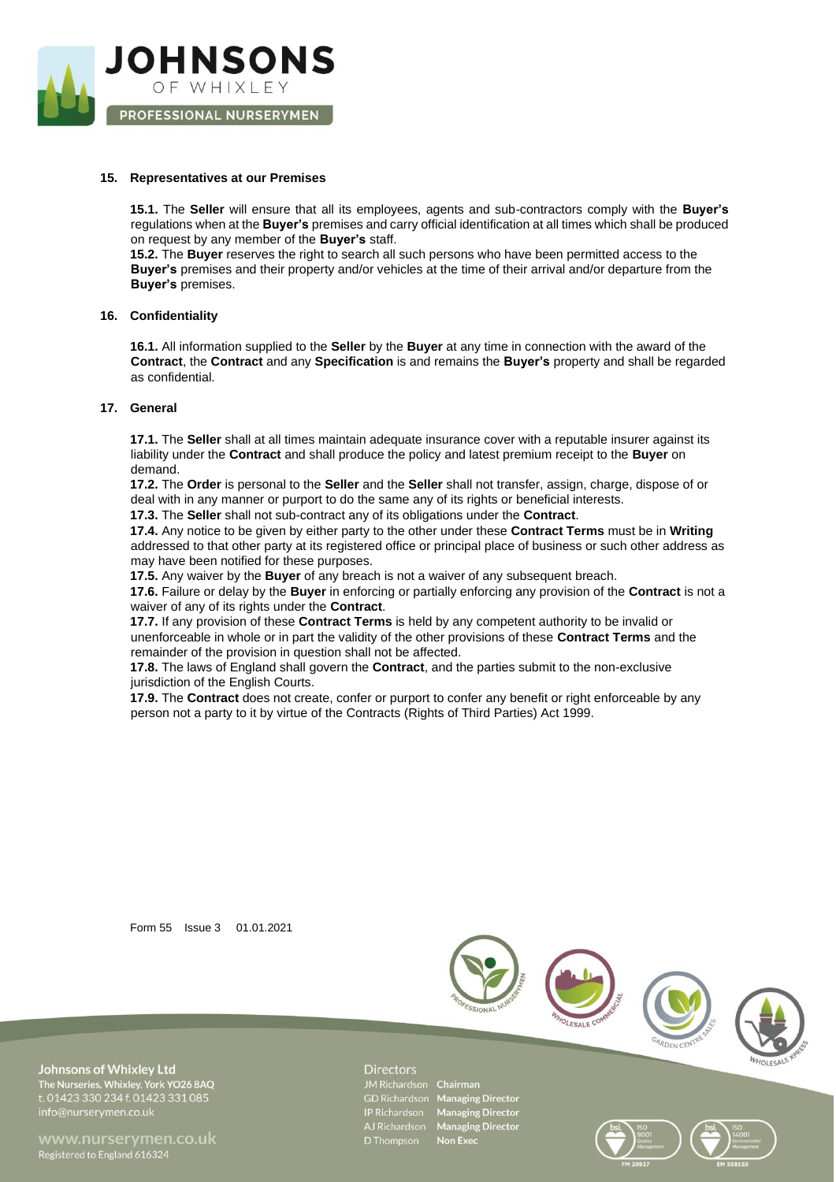## 15. Representatives at our Premises

**15.1.** The **Seller** will ensure that all its employees, agents and sub-contractors comply with the **Buyer's** regulations when at the **Buyer's** premises and carry official identification at all times which shall be produced on request by any member of the **Buyer's** staff.
**15.2.** The **Buyer** reserves the right to search all such persons who have been permitted access to the **Buyer's** premises and their property and/or vehicles at the time of their arrival and/or departure from the **Buyer's** premises.

## 16. Confidentiality

**16.1.** All information supplied to the **Seller** by the **Buyer** at any time in connection with the award of the **Contract**, the **Contract** and any **Specification** is and remains the **Buyer's** property and shall be regarded as confidential.

## 17. General

**17.1.** The **Seller** shall at all times maintain adequate insurance cover with a reputable insurer against its liability under the **Contract** and shall produce the policy and latest premium receipt to the **Buyer** on demand.
**17.2.** The **Order** is personal to the **Seller** and the **Seller** shall not transfer, assign, charge, dispose of or deal with in any manner or purport to do the same any of its rights or beneficial interests.
**17.3.** The **Seller** shall not sub-contract any of its obligations under the **Contract**.
**17.4.** Any notice to be given by either party to the other under these **Contract Terms** must be in **Writing** addressed to that other party at its registered office or principal place of business or such other address as may have been notified for these purposes.
**17.5.** Any waiver by the **Buyer** of any breach is not a waiver of any subsequent breach.
**17.6.** Failure or delay by the **Buyer** in enforcing or partially enforcing any provision of the **Contract** is not a waiver of any of its rights under the **Contract**.
**17.7.** If any provision of these **Contract Terms** is held by any competent authority to be invalid or unenforceable in whole or in part the validity of the other provisions of these **Contract Terms** and the remainder of the provision in question shall not be affected.
**17.8.** The laws of England shall govern the **Contract**, and the parties submit to the non-exclusive jurisdiction of the English Courts.
**17.9.** The **Contract** does not create, confer or purport to confer any benefit or right enforceable by any person not a party to it by virtue of the Contracts (Rights of Third Parties) Act 1999.

Form 55 Issue 3 01.01.2021